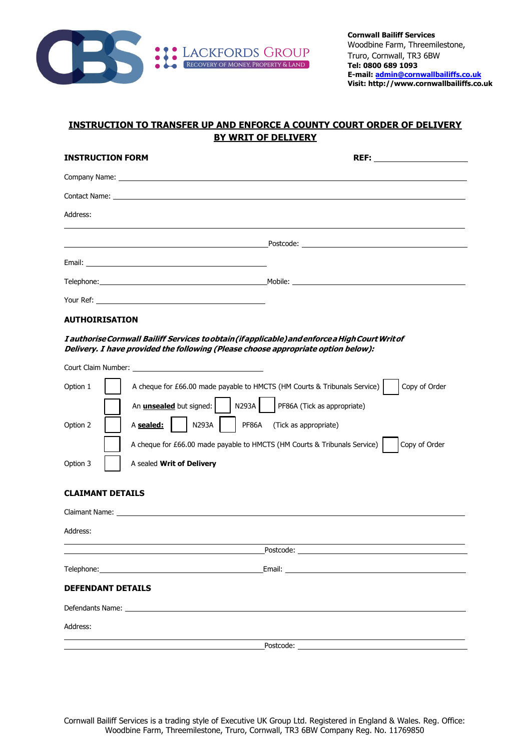LACKFORDS GROUP
RECOVERY OF MONEY, PROPERTY & LAND

**Cornwall Bailiff Services**
Woodbine Farm, Threemilestone,
Truro, Cornwall, TR3 6BW
**Tel: 0800 689 1093**
**E-mail: admin@cornwallbailiffs.co.uk**
**Visit: http://www.cornwallbailiffs.co.uk**

## INSTRUCTION TO TRANSFER UP AND ENFORCE A COUNTY COURT ORDER OF DELIVERY BY WRIT OF DELIVERY

**INSTRUCTION FORM** **REF:** ____________________

Company Name: ____________________

Contact Name: ____________________

Address:

____________________

____________________ Postcode: ____________________

Email: ____________________

Telephone: ____________________ Mobile: ____________________

Your Ref: ____________________

### AUTHOIRISATION

***I authorise Cornwall Bailiff Services to obtain (if applicable) and enforce a High Court Writ of Delivery. I have provided the following (Please choose appropriate option below):***

Court Claim Number: ____________________

Option 1 ☐ A cheque for £66.00 made payable to HMCTS (HM Courts & Tribunals Service) ☐ Copy of Order

☐ An **unsealed** but signed: ☐ N293A ☐ PF86A (Tick as appropriate)

Option 2 ☐ A **sealed:** ☐ N293A ☐ PF86A (Tick as appropriate)

☐ A cheque for £66.00 made payable to HMCTS (HM Courts & Tribunals Service) ☐ Copy of Order

Option 3 ☐ A sealed **Writ of Delivery**

### CLAIMANT DETAILS

Claimant Name: ____________________

Address:

____________________

____________________ Postcode: ____________________

Telephone: ____________________ Email: ____________________

### DEFENDANT DETAILS

Defendants Name: ____________________

Address:

____________________

____________________ Postcode: ____________________

Cornwall Bailiff Services is a trading style of Executive UK Group Ltd. Registered in England & Wales. Reg. Office: Woodbine Farm, Threemilestone, Truro, Cornwall, TR3 6BW Company Reg. No. 11769850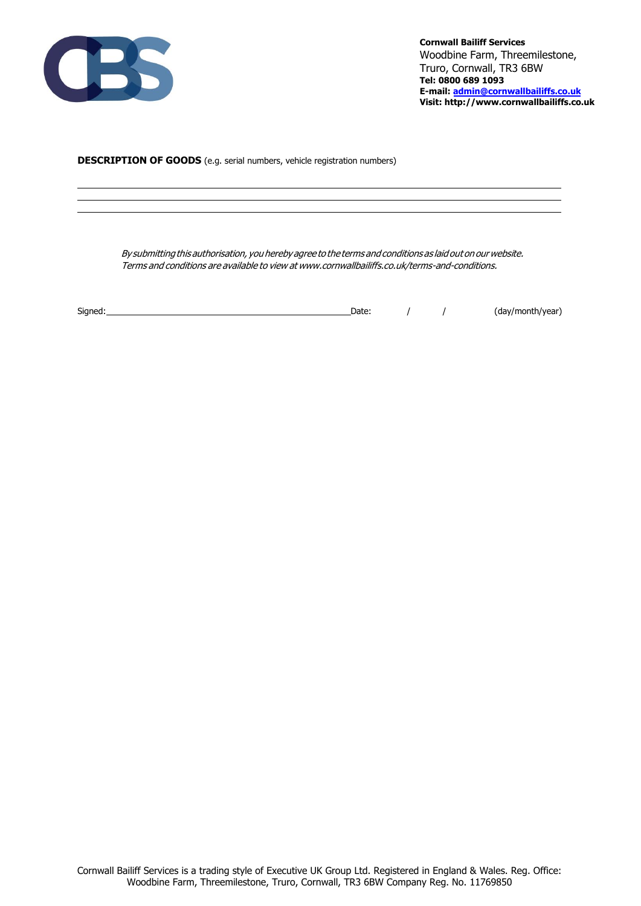**Cornwall Bailiff Services**
Woodbine Farm, Threemilestone,
Truro, Cornwall, TR3 6BW
**Tel: 0800 689 1093**
**E-mail: admin@cornwallbailiffs.co.uk**
**Visit: http://www.cornwallbailiffs.co.uk**

**DESCRIPTION OF GOODS** (e.g. serial numbers, vehicle registration numbers)

_______________________________________________________________________________

_______________________________________________________________________________

_______________________________________________________________________________

*By submitting this authorisation, you hereby agree to the terms and conditions as laid out on our website. Terms and conditions are available to view at www.cornwallbailiffs.co.uk/terms-and-conditions.*

Signed:______________________________________________Date: / / (day/month/year)

Cornwall Bailiff Services is a trading style of Executive UK Group Ltd. Registered in England & Wales. Reg. Office: Woodbine Farm, Threemilestone, Truro, Cornwall, TR3 6BW Company Reg. No. 11769850